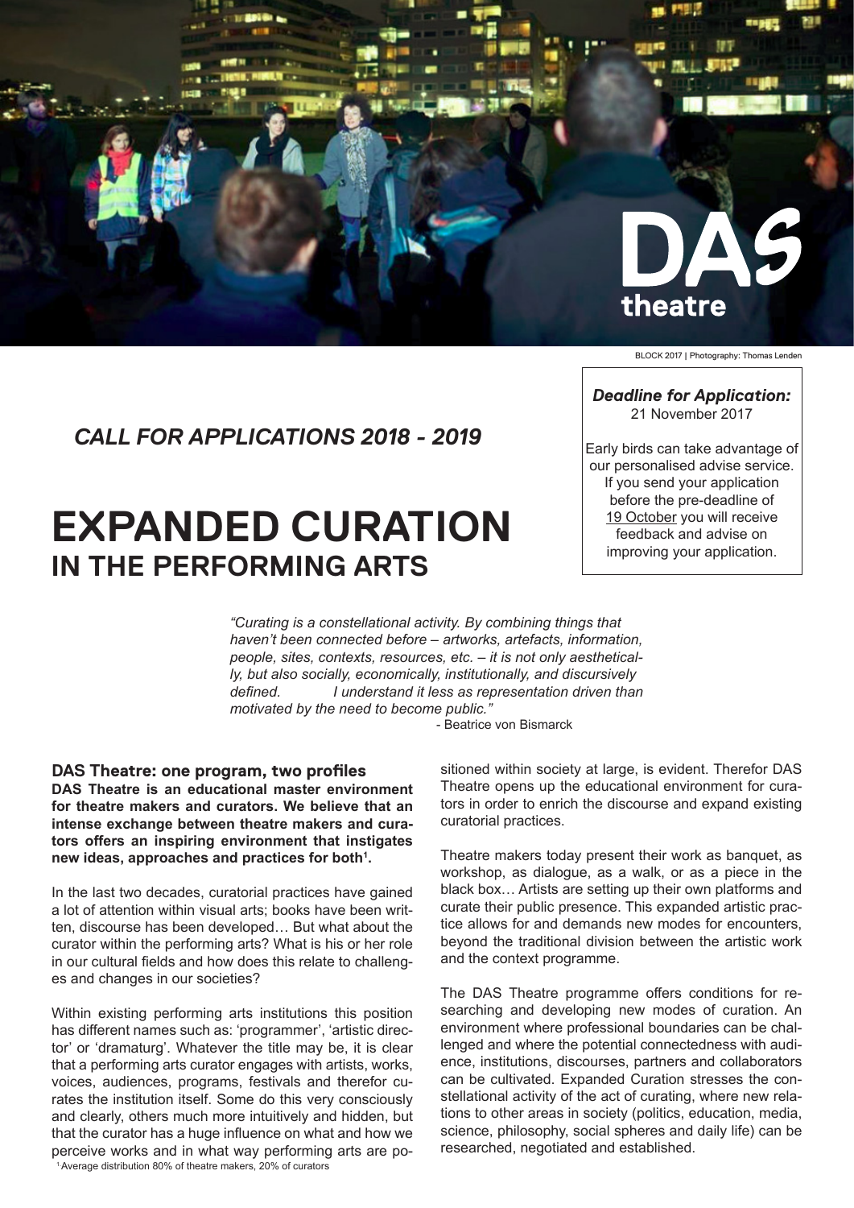DAS theatre

BLOCK 2017 | Photography: Thomas Lenden

***Deadline for Application:***
21 November 2017

Early birds can take advantage of our personalised advise service. If you send your application before the pre-deadline of 19 October you will receive feedback and advise on improving your application.

## *CALL FOR APPLICATIONS 2018 - 2019*

# EXPANDED CURATION
## IN THE PERFORMING ARTS

*"Curating is a constellational activity. By combining things that haven't been connected before – artworks, artefacts, information, people, sites, contexts, resources, etc. – it is not only aesthetically, but also socially, economically, institutionally, and discursively defined. I understand it less as representation driven than motivated by the need to become public."*

\- Beatrice von Bismarck

### DAS Theatre: one program, two profiles

**DAS Theatre is an educational master environment for theatre makers and curators. We believe that an intense exchange between theatre makers and curators offers an inspiring environment that instigates new ideas, approaches and practices for both[1].**

In the last two decades, curatorial practices have gained a lot of attention within visual arts; books have been written, discourse has been developed… But what about the curator within the performing arts? What is his or her role in our cultural fields and how does this relate to challenges and changes in our societies?

Within existing performing arts institutions this position has different names such as: 'programmer', 'artistic director' or 'dramaturg'. Whatever the title may be, it is clear that a performing arts curator engages with artists, works, voices, audiences, programs, festivals and therefor curates the institution itself. Some do this very consciously and clearly, others much more intuitively and hidden, but that the curator has a huge influence on what and how we perceive works and in what way performing arts are positioned within society at large, is evident. Therefor DAS Theatre opens up the educational environment for curators in order to enrich the discourse and expand existing curatorial practices.

Theatre makers today present their work as banquet, as workshop, as dialogue, as a walk, or as a piece in the black box… Artists are setting up their own platforms and curate their public presence. This expanded artistic practice allows for and demands new modes for encounters, beyond the traditional division between the artistic work and the context programme.

The DAS Theatre programme offers conditions for researching and developing new modes of curation. An environment where professional boundaries can be challenged and where the potential connectedness with audience, institutions, discourses, partners and collaborators can be cultivated. Expanded Curation stresses the constellational activity of the act of curating, where new relations to other areas in society (politics, education, media, science, philosophy, social spheres and daily life) can be researched, negotiated and established.

[1] Average distribution 80% of theatre makers, 20% of curators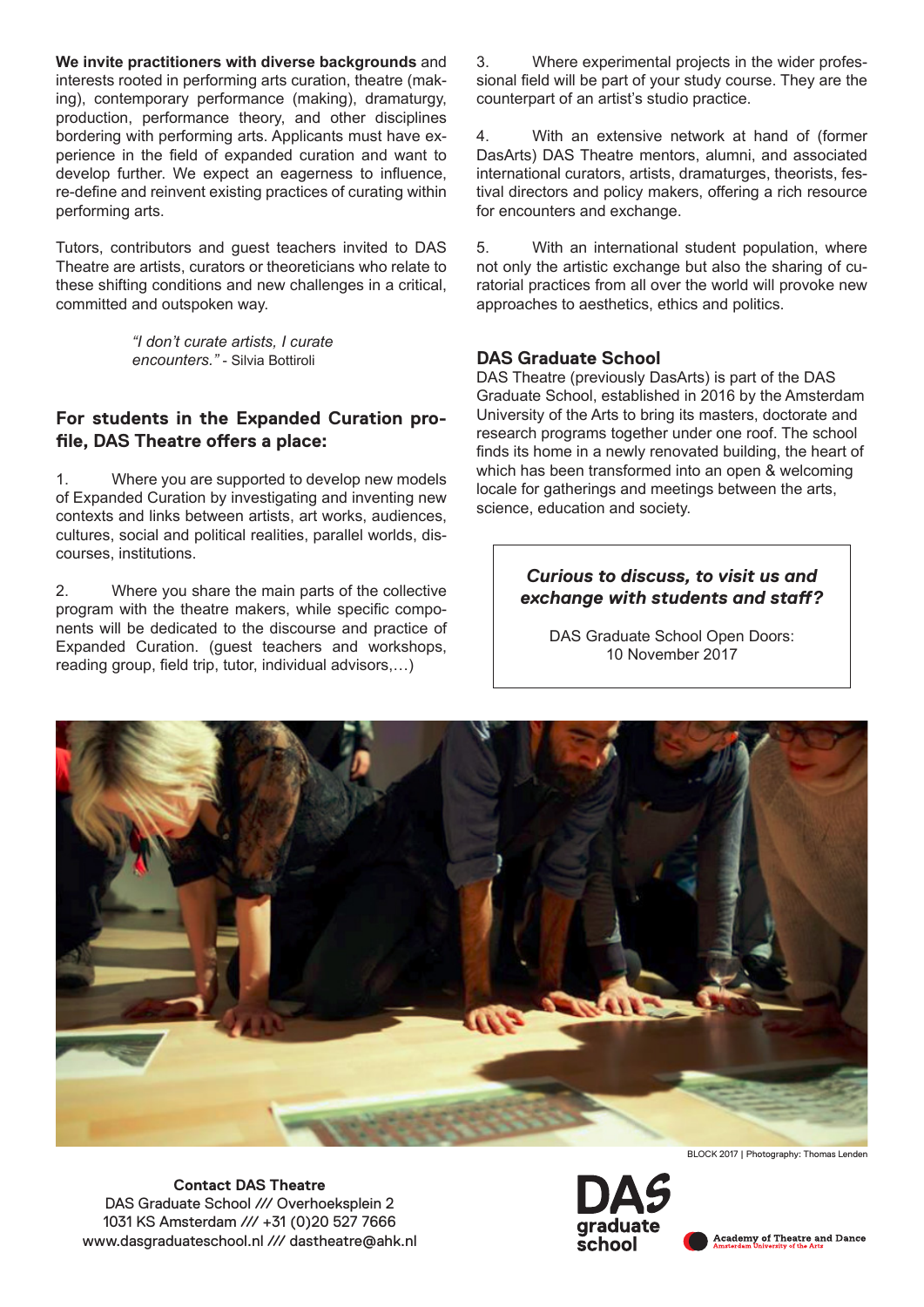**We invite practitioners with diverse backgrounds** and interests rooted in performing arts curation, theatre (making), contemporary performance (making), dramaturgy, production, performance theory, and other disciplines bordering with performing arts. Applicants must have experience in the field of expanded curation and want to develop further. We expect an eagerness to influence, re-define and reinvent existing practices of curating within performing arts.

Tutors, contributors and guest teachers invited to DAS Theatre are artists, curators or theoreticians who relate to these shifting conditions and new challenges in a critical, committed and outspoken way.

> *"I don't curate artists, I curate encounters."* - Silvia Bottiroli

### For students in the Expanded Curation profile, DAS Theatre offers a place:

1. Where you are supported to develop new models of Expanded Curation by investigating and inventing new contexts and links between artists, art works, audiences, cultures, social and political realities, parallel worlds, discourses, institutions.

2. Where you share the main parts of the collective program with the theatre makers, while specific components will be dedicated to the discourse and practice of Expanded Curation. (guest teachers and workshops, reading group, field trip, tutor, individual advisors,…)

3. Where experimental projects in the wider professional field will be part of your study course. They are the counterpart of an artist's studio practice.

4. With an extensive network at hand of (former DasArts) DAS Theatre mentors, alumni, and associated international curators, artists, dramaturges, theorists, festival directors and policy makers, offering a rich resource for encounters and exchange.

5. With an international student population, where not only the artistic exchange but also the sharing of curatorial practices from all over the world will provoke new approaches to aesthetics, ethics and politics.

### DAS Graduate School

DAS Theatre (previously DasArts) is part of the DAS Graduate School, established in 2016 by the Amsterdam University of the Arts to bring its masters, doctorate and research programs together under one roof. The school finds its home in a newly renovated building, the heart of which has been transformed into an open & welcoming locale for gatherings and meetings between the arts, science, education and society.

***Curious to discuss, to visit us and exchange with students and staff?***

DAS Graduate School Open Doors:
10 November 2017

BLOCK 2017 | Photography: Thomas Lenden

**Contact DAS Theatre**
DAS Graduate School /// Overhoeksplein 2
1031 KS Amsterdam /// +31 (0)20 527 7666
www.dasgraduateschool.nl /// dastheatre@ahk.nl

DAS graduate school

Academy of Theatre and Dance
Amsterdam University of the Arts